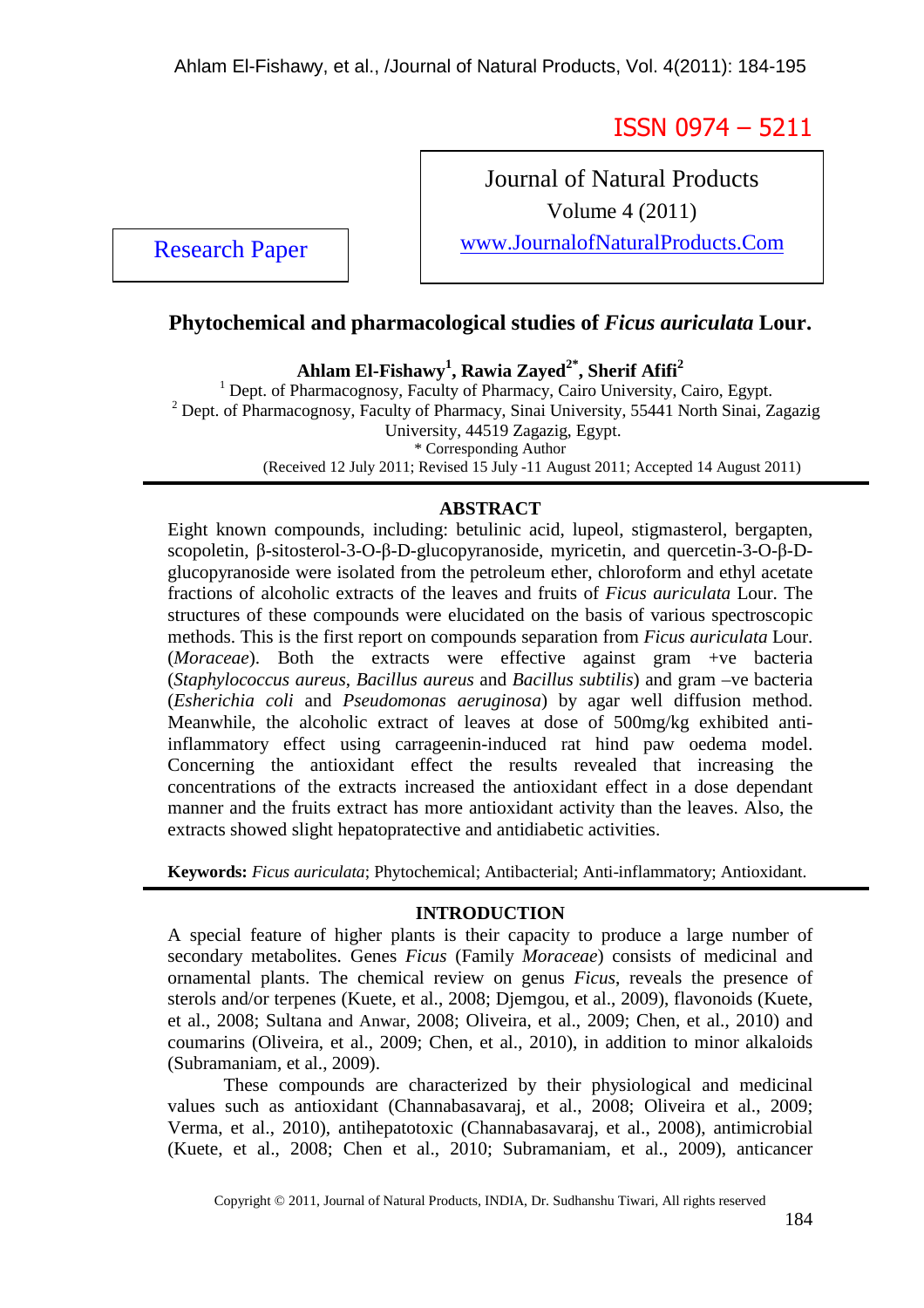ISSN 0974 – 5211

Journal of Natural Products
Volume 4 (2011)
www.JournalofNaturalProducts.Com

Research Paper

# Phytochemical and pharmacological studies of *Ficus auriculata* Lour.

**Ahlam El-Fishawy[1], Rawia Zayed[2*], Sherif Afifi[2]**

[1] Dept. of Pharmacognosy, Faculty of Pharmacy, Cairo University, Cairo, Egypt.
[2] Dept. of Pharmacognosy, Faculty of Pharmacy, Sinai University, 55441 North Sinai, Zagazig University, 44519 Zagazig, Egypt.
* Corresponding Author

(Received 12 July 2011; Revised 15 July -11 August 2011; Accepted 14 August 2011)

## ABSTRACT

Eight known compounds, including: betulinic acid, lupeol, stigmasterol, bergapten, scopoletin, β-sitosterol-3-O-β-D-glucopyranoside, myricetin, and quercetin-3-O-β-D-glucopyranoside were isolated from the petroleum ether, chloroform and ethyl acetate fractions of alcoholic extracts of the leaves and fruits of *Ficus auriculata* Lour. The structures of these compounds were elucidated on the basis of various spectroscopic methods. This is the first report on compounds separation from *Ficus auriculata* Lour. (*Moraceae*). Both the extracts were effective against gram +ve bacteria (*Staphylococcus aureus*, *Bacillus aureus* and *Bacillus subtilis*) and gram –ve bacteria (*Esherichia coli* and *Pseudomonas aeruginosa*) by agar well diffusion method. Meanwhile, the alcoholic extract of leaves at dose of 500mg/kg exhibited anti-inflammatory effect using carrageenin-induced rat hind paw oedema model. Concerning the antioxidant effect the results revealed that increasing the concentrations of the extracts increased the antioxidant effect in a dose dependant manner and the fruits extract has more antioxidant activity than the leaves. Also, the extracts showed slight hepatoprotective and antidiabetic activities.

**Keywords:** *Ficus auriculata*; Phytochemical; Antibacterial; Anti-inflammatory; Antioxidant.

## INTRODUCTION

A special feature of higher plants is their capacity to produce a large number of secondary metabolites. Genes *Ficus* (Family *Moraceae*) consists of medicinal and ornamental plants. The chemical review on genus *Ficus*, reveals the presence of sterols and/or terpenes (Kuete, et al., 2008; Djemgou, et al., 2009), flavonoids (Kuete, et al., 2008; Sultana and Anwar, 2008; Oliveira, et al., 2009; Chen, et al., 2010) and coumarins (Oliveira, et al., 2009; Chen, et al., 2010), in addition to minor alkaloids (Subramaniam, et al., 2009).

These compounds are characterized by their physiological and medicinal values such as antioxidant (Channabasavaraj, et al., 2008; Oliveira et al., 2009; Verma, et al., 2010), antihepatotoxic (Channabasavaraj, et al., 2008), antimicrobial (Kuete, et al., 2008; Chen et al., 2010; Subramaniam, et al., 2009), anticancer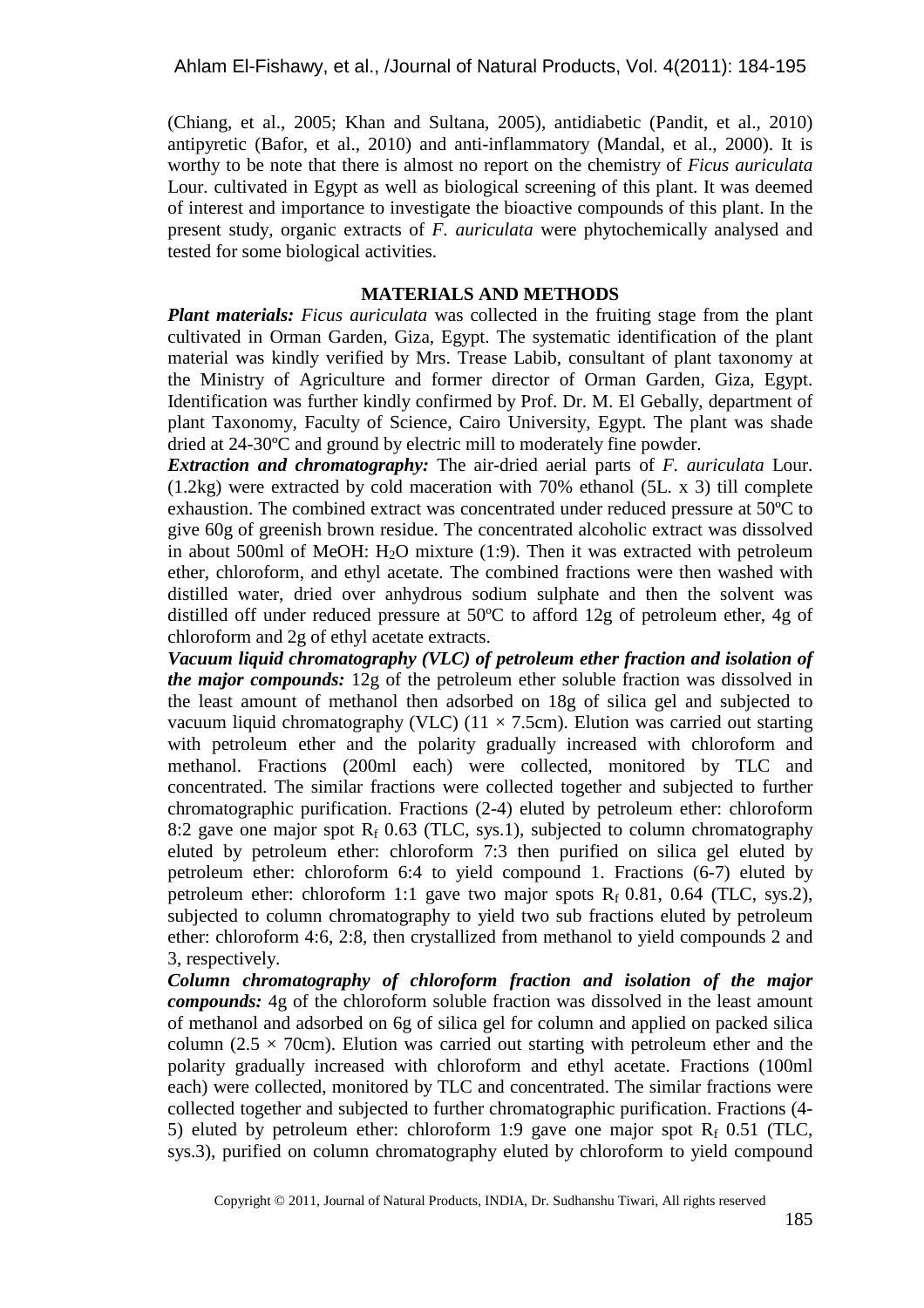(Chiang, et al., 2005; Khan and Sultana, 2005), antidiabetic (Pandit, et al., 2010) antipyretic (Bafor, et al., 2010) and anti-inflammatory (Mandal, et al., 2000). It is worthy to be note that there is almost no report on the chemistry of *Ficus auriculata* Lour. cultivated in Egypt as well as biological screening of this plant. It was deemed of interest and importance to investigate the bioactive compounds of this plant. In the present study, organic extracts of *F. auriculata* were phytochemically analysed and tested for some biological activities.

## MATERIALS AND METHODS

***Plant materials:*** *Ficus auriculata* was collected in the fruiting stage from the plant cultivated in Orman Garden, Giza, Egypt. The systematic identification of the plant material was kindly verified by Mrs. Trease Labib, consultant of plant taxonomy at the Ministry of Agriculture and former director of Orman Garden, Giza, Egypt. Identification was further kindly confirmed by Prof. Dr. M. El Gebally, department of plant Taxonomy, Faculty of Science, Cairo University, Egypt. The plant was shade dried at 24-30ºC and ground by electric mill to moderately fine powder.

***Extraction and chromatography:*** The air-dried aerial parts of *F. auriculata* Lour. (1.2kg) were extracted by cold maceration with 70% ethanol (5L. x 3) till complete exhaustion. The combined extract was concentrated under reduced pressure at 50ºC to give 60g of greenish brown residue. The concentrated alcoholic extract was dissolved in about 500ml of MeOH: $H_2O$ mixture (1:9). Then it was extracted with petroleum ether, chloroform, and ethyl acetate. The combined fractions were then washed with distilled water, dried over anhydrous sodium sulphate and then the solvent was distilled off under reduced pressure at 50ºC to afford 12g of petroleum ether, 4g of chloroform and 2g of ethyl acetate extracts.

***Vacuum liquid chromatography (VLC) of petroleum ether fraction and isolation of the major compounds:*** 12g of the petroleum ether soluble fraction was dissolved in the least amount of methanol then adsorbed on 18g of silica gel and subjected to vacuum liquid chromatography (VLC) (11 × 7.5cm). Elution was carried out starting with petroleum ether and the polarity gradually increased with chloroform and methanol. Fractions (200ml each) were collected, monitored by TLC and concentrated. The similar fractions were collected together and subjected to further chromatographic purification. Fractions (2-4) eluted by petroleum ether: chloroform 8:2 gave one major spot $R_f$ 0.63 (TLC, sys.1), subjected to column chromatography eluted by petroleum ether: chloroform 7:3 then purified on silica gel eluted by petroleum ether: chloroform 6:4 to yield compound 1. Fractions (6-7) eluted by petroleum ether: chloroform 1:1 gave two major spots $R_f$ 0.81, 0.64 (TLC, sys.2), subjected to column chromatography to yield two sub fractions eluted by petroleum ether: chloroform 4:6, 2:8, then crystallized from methanol to yield compounds 2 and 3, respectively.

***Column chromatography of chloroform fraction and isolation of the major compounds:*** 4g of the chloroform soluble fraction was dissolved in the least amount of methanol and adsorbed on 6g of silica gel for column and applied on packed silica column (2.5 × 70cm). Elution was carried out starting with petroleum ether and the polarity gradually increased with chloroform and ethyl acetate. Fractions (100ml each) were collected, monitored by TLC and concentrated. The similar fractions were collected together and subjected to further chromatographic purification. Fractions (4-5) eluted by petroleum ether: chloroform 1:9 gave one major spot $R_f$ 0.51 (TLC, sys.3), purified on column chromatography eluted by chloroform to yield compound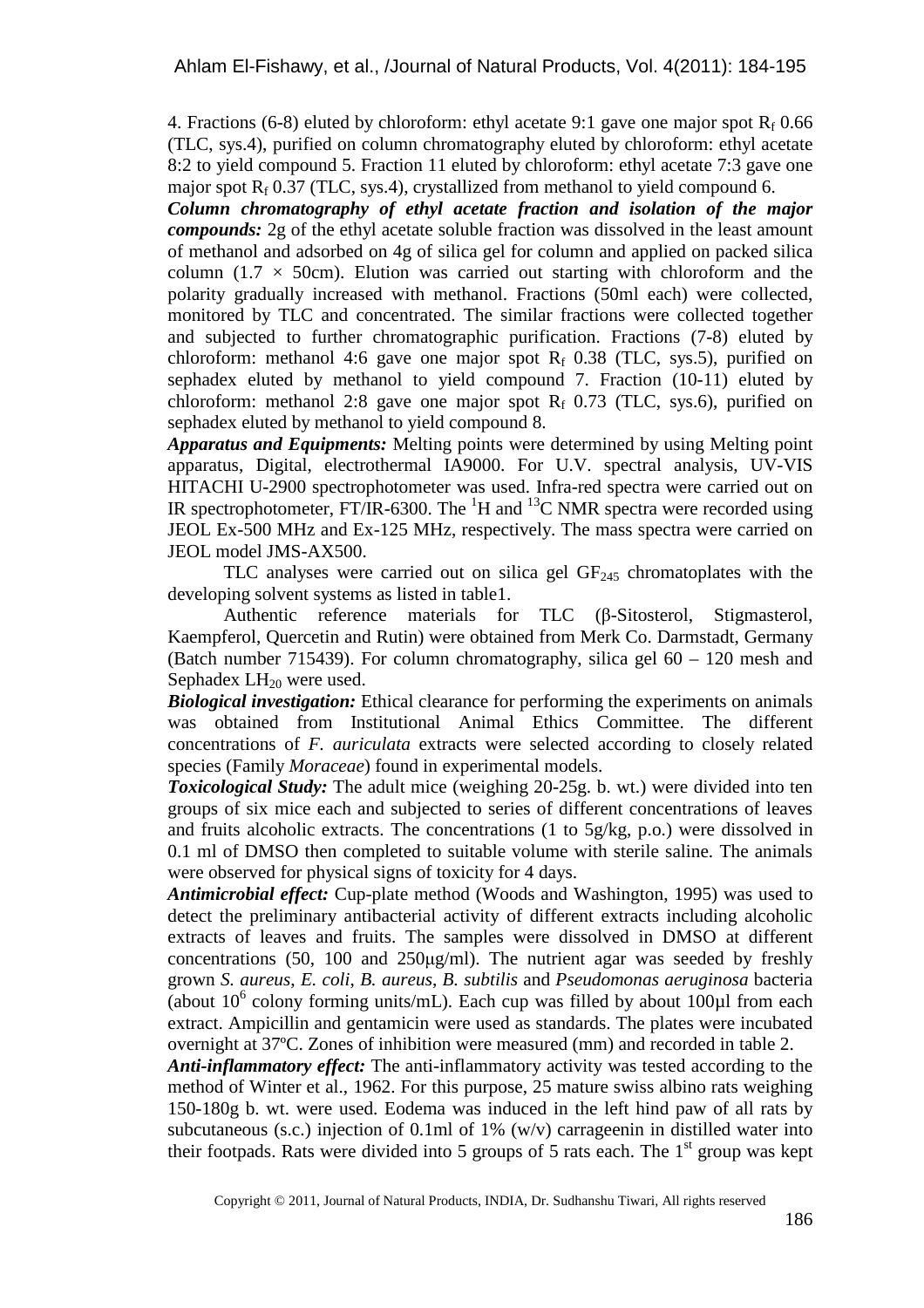4. Fractions (6-8) eluted by chloroform: ethyl acetate 9:1 gave one major spot $R_f$ 0.66 (TLC, sys.4), purified on column chromatography eluted by chloroform: ethyl acetate 8:2 to yield compound 5. Fraction 11 eluted by chloroform: ethyl acetate 7:3 gave one major spot $R_f$ 0.37 (TLC, sys.4), crystallized from methanol to yield compound 6.

***Column chromatography of ethyl acetate fraction and isolation of the major compounds:*** 2g of the ethyl acetate soluble fraction was dissolved in the least amount of methanol and adsorbed on 4g of silica gel for column and applied on packed silica column ($1.7 \times 50$cm). Elution was carried out starting with chloroform and the polarity gradually increased with methanol. Fractions (50ml each) were collected, monitored by TLC and concentrated. The similar fractions were collected together and subjected to further chromatographic purification. Fractions (7-8) eluted by chloroform: methanol 4:6 gave one major spot $R_f$ 0.38 (TLC, sys.5), purified on sephadex eluted by methanol to yield compound 7. Fraction (10-11) eluted by chloroform: methanol 2:8 gave one major spot $R_f$ 0.73 (TLC, sys.6), purified on sephadex eluted by methanol to yield compound 8.

***Apparatus and Equipments:*** Melting points were determined by using Melting point apparatus, Digital, electrothermal IA9000. For U.V. spectral analysis, UV-VIS HITACHI U-2900 spectrophotometer was used. Infra-red spectra were carried out on IR spectrophotometer, FT/IR-6300. The $^{1}$H and $^{13}$C NMR spectra were recorded using JEOL Ex-500 MHz and Ex-125 MHz, respectively. The mass spectra were carried on JEOL model JMS-AX500.

TLC analyses were carried out on silica gel $GF_{245}$ chromatoplates with the developing solvent systems as listed in table1.

Authentic reference materials for TLC (β-Sitosterol, Stigmasterol, Kaempferol, Quercetin and Rutin) were obtained from Merk Co. Darmstadt, Germany (Batch number 715439). For column chromatography, silica gel 60 – 120 mesh and Sephadex $LH_{20}$ were used.

***Biological investigation:*** Ethical clearance for performing the experiments on animals was obtained from Institutional Animal Ethics Committee. The different concentrations of *F. auriculata* extracts were selected according to closely related species (Family *Moraceae*) found in experimental models.

***Toxicological Study:*** The adult mice (weighing 20-25g. b. wt.) were divided into ten groups of six mice each and subjected to series of different concentrations of leaves and fruits alcoholic extracts. The concentrations (1 to 5g/kg, p.o.) were dissolved in 0.1 ml of DMSO then completed to suitable volume with sterile saline. The animals were observed for physical signs of toxicity for 4 days.

***Antimicrobial effect:*** Cup-plate method (Woods and Washington, 1995) was used to detect the preliminary antibacterial activity of different extracts including alcoholic extracts of leaves and fruits. The samples were dissolved in DMSO at different concentrations (50, 100 and 250μg/ml). The nutrient agar was seeded by freshly grown *S. aureus*, *E. coli*, *B. aureus*, *B. subtilis* and *Pseudomonas aeruginosa* bacteria (about $10^{6}$ colony forming units/mL). Each cup was filled by about 100μl from each extract. Ampicillin and gentamicin were used as standards. The plates were incubated overnight at 37ºC. Zones of inhibition were measured (mm) and recorded in table 2.

***Anti-inflammatory effect:*** The anti-inflammatory activity was tested according to the method of Winter et al., 1962. For this purpose, 25 mature swiss albino rats weighing 150-180g b. wt. were used. Eodema was induced in the left hind paw of all rats by subcutaneous (s.c.) injection of 0.1ml of 1% (w/v) carrageenin in distilled water into their footpads. Rats were divided into 5 groups of 5 rats each. The 1st group was kept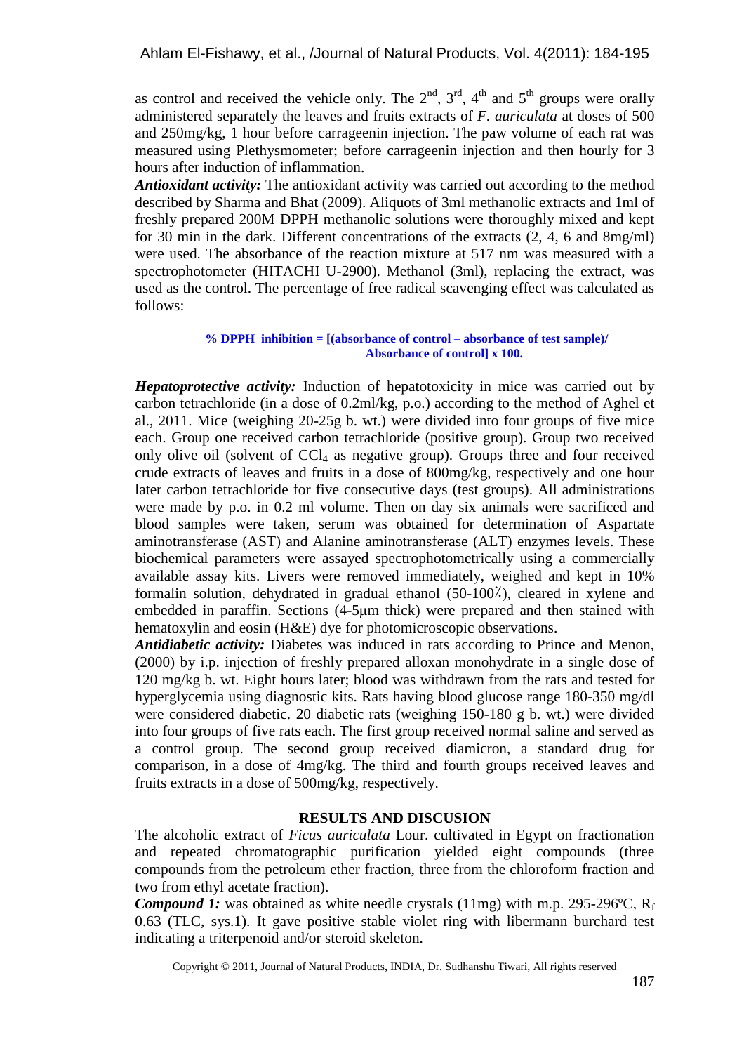as control and received the vehicle only. The 2nd, 3rd, 4th and 5th groups were orally administered separately the leaves and fruits extracts of *F. auriculata* at doses of 500 and 250mg/kg, 1 hour before carrageenin injection. The paw volume of each rat was measured using Plethysmometer; before carrageenin injection and then hourly for 3 hours after induction of inflammation.

***Antioxidant activity:*** The antioxidant activity was carried out according to the method described by Sharma and Bhat (2009). Aliquots of 3ml methanolic extracts and 1ml of freshly prepared 200M DPPH methanolic solutions were thoroughly mixed and kept for 30 min in the dark. Different concentrations of the extracts (2, 4, 6 and 8mg/ml) were used. The absorbance of the reaction mixture at 517 nm was measured with a spectrophotometer (HITACHI U-2900). Methanol (3ml), replacing the extract, was used as the control. The percentage of free radical scavenging effect was calculated as follows:

**% DPPH inhibition = [(absorbance of control – absorbance of test sample)/ Absorbance of control] x 100.**

***Hepatoprotective activity:*** Induction of hepatotoxicity in mice was carried out by carbon tetrachloride (in a dose of 0.2ml/kg, p.o.) according to the method of Aghel et al., 2011. Mice (weighing 20-25g b. wt.) were divided into four groups of five mice each. Group one received carbon tetrachloride (positive group). Group two received only olive oil (solvent of $CCl_4$ as negative group). Groups three and four received crude extracts of leaves and fruits in a dose of 800mg/kg, respectively and one hour later carbon tetrachloride for five consecutive days (test groups). All administrations were made by p.o. in 0.2 ml volume. Then on day six animals were sacrificed and blood samples were taken, serum was obtained for determination of Aspartate aminotransferase (AST) and Alanine aminotransferase (ALT) enzymes levels. These biochemical parameters were assayed spectrophotometrically using a commercially available assay kits. Livers were removed immediately, weighed and kept in 10% formalin solution, dehydrated in gradual ethanol (50-100%), cleared in xylene and embedded in paraffin. Sections (4-5μm thick) were prepared and then stained with hematoxylin and eosin (H&E) dye for photomicroscopic observations.

***Antidiabetic activity:*** Diabetes was induced in rats according to Prince and Menon, (2000) by i.p. injection of freshly prepared alloxan monohydrate in a single dose of 120 mg/kg b. wt. Eight hours later; blood was withdrawn from the rats and tested for hyperglycemia using diagnostic kits. Rats having blood glucose range 180-350 mg/dl were considered diabetic. 20 diabetic rats (weighing 150-180 g b. wt.) were divided into four groups of five rats each. The first group received normal saline and served as a control group. The second group received diamicron, a standard drug for comparison, in a dose of 4mg/kg. The third and fourth groups received leaves and fruits extracts in a dose of 500mg/kg, respectively.

## RESULTS AND DISCUSION

The alcoholic extract of *Ficus auriculata* Lour. cultivated in Egypt on fractionation and repeated chromatographic purification yielded eight compounds (three compounds from the petroleum ether fraction, three from the chloroform fraction and two from ethyl acetate fraction).

***Compound 1:*** was obtained as white needle crystals (11mg) with m.p. 295-296ºC, $R_f$ 0.63 (TLC, sys.1). It gave positive stable violet ring with libermann burchard test indicating a triterpenoid and/or steroid skeleton.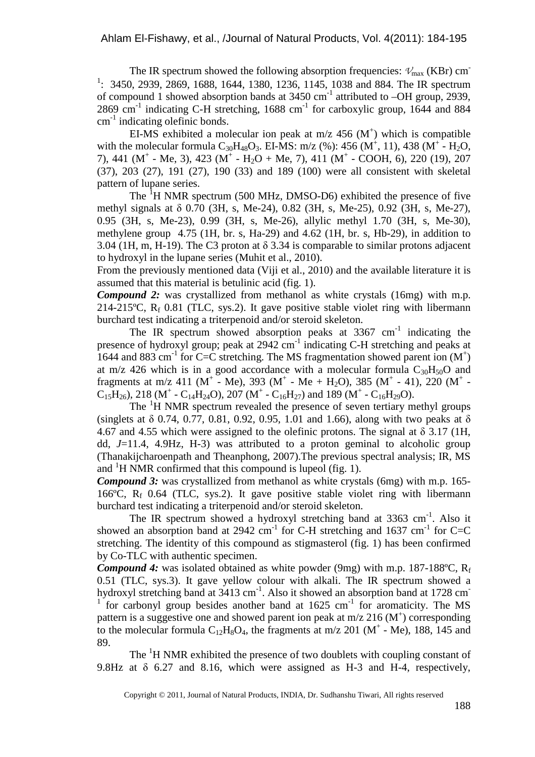The IR spectrum showed the following absorption frequencies: $\nu_{max}$ (KBr) $cm^{-1}$: 3450, 2939, 2869, 1688, 1644, 1380, 1236, 1145, 1038 and 884. The IR spectrum of compound 1 showed absorption bands at 3450 $cm^{-1}$ attributed to –OH group, 2939, 2869 $cm^{-1}$ indicating C-H stretching, 1688 $cm^{-1}$ for carboxylic group, 1644 and 884 $cm^{-1}$ indicating olefinic bonds.

EI-MS exhibited a molecular ion peak at m/z 456 ($M^+$) which is compatible with the molecular formula $C_{30}H_{48}O_3$. EI-MS: m/z (%): 456 ($M^+$, 11), 438 ($M^+$ - $H_2O$, 7), 441 ($M^+$ - Me, 3), 423 ($M^+$ - $H_2O$ + Me, 7), 411 ($M^+$ - COOH, 6), 220 (19), 207 (37), 203 (27), 191 (27), 190 (33) and 189 (100) were all consistent with skeletal pattern of lupane series.

The $^1H$ NMR spectrum (500 MHz, DMSO-D6) exhibited the presence of five methyl signals at δ 0.70 (3H, s, Me-24), 0.82 (3H, s, Me-25), 0.92 (3H, s, Me-27), 0.95 (3H, s, Me-23), 0.99 (3H, s, Me-26), allylic methyl 1.70 (3H, s, Me-30), methylene group 4.75 (1H, br. s, Ha-29) and 4.62 (1H, br. s, Hb-29), in addition to 3.04 (1H, m, H-19). The C3 proton at δ 3.34 is comparable to similar protons adjacent to hydroxyl in the lupane series (Muhit et al., 2010).

From the previously mentioned data (Viji et al., 2010) and the available literature it is assumed that this material is betulinic acid (fig. 1).

***Compound 2:*** was crystallized from methanol as white crystals (16mg) with m.p. 214-215ºC, $R_f$ 0.81 (TLC, sys.2). It gave positive stable violet ring with libermann burchard test indicating a triterpenoid and/or steroid skeleton.

The IR spectrum showed absorption peaks at 3367 $cm^{-1}$ indicating the presence of hydroxyl group; peak at 2942 $cm^{-1}$ indicating C-H stretching and peaks at 1644 and 883 $cm^{-1}$ for C=C stretching. The MS fragmentation showed parent ion ($M^+$) at m/z 426 which is in a good accordance with a molecular formula $C_{30}H_{50}O$ and fragments at m/z 411 ($M^+$ - Me), 393 ($M^+$ - Me + $H_2O$), 385 ($M^+$ - 41), 220 ($M^+$ - $C_{15}H_{26}$), 218 ($M^+$ - $C_{14}H_{24}O$), 207 ($M^+$ - $C_{16}H_{27}$) and 189 ($M^+$ - $C_{16}H_{29}O$).

The $^1H$ NMR spectrum revealed the presence of seven tertiary methyl groups (singlets at δ 0.74, 0.77, 0.81, 0.92, 0.95, 1.01 and 1.66), along with two peaks at δ 4.67 and 4.55 which were assigned to the olefinic protons. The signal at δ 3.17 (1H, dd, *J*=11.4, 4.9Hz, H-3) was attributed to a proton geminal to alcoholic group (Thanakijcharoenpath and Theanphong, 2007).The previous spectral analysis; IR, MS and $^1H$ NMR confirmed that this compound is lupeol (fig. 1).

***Compound 3:*** was crystallized from methanol as white crystals (6mg) with m.p. 165-166ºC, $R_f$ 0.64 (TLC, sys.2). It gave positive stable violet ring with libermann burchard test indicating a triterpenoid and/or steroid skeleton.

The IR spectrum showed a hydroxyl stretching band at 3363 $cm^{-1}$. Also it showed an absorption band at 2942 $cm^{-1}$ for C-H stretching and 1637 $cm^{-1}$ for C=C stretching. The identity of this compound as stigmasterol (fig. 1) has been confirmed by Co-TLC with authentic specimen.

***Compound 4:*** was isolated obtained as white powder (9mg) with m.p. 187-188ºC, $R_f$ 0.51 (TLC, sys.3). It gave yellow colour with alkali. The IR spectrum showed a hydroxyl stretching band at 3413 $cm^{-1}$. Also it showed an absorption band at 1728 $cm^{-1}$ for carbonyl group besides another band at 1625 $cm^{-1}$ for aromaticity. The MS pattern is a suggestive one and showed parent ion peak at m/z 216 ($M^+$) corresponding to the molecular formula $C_{12}H_8O_4$, the fragments at m/z 201 ($M^+$ - Me), 188, 145 and 89.

The $^1H$ NMR exhibited the presence of two doublets with coupling constant of 9.8Hz at δ 6.27 and 8.16, which were assigned as H-3 and H-4, respectively,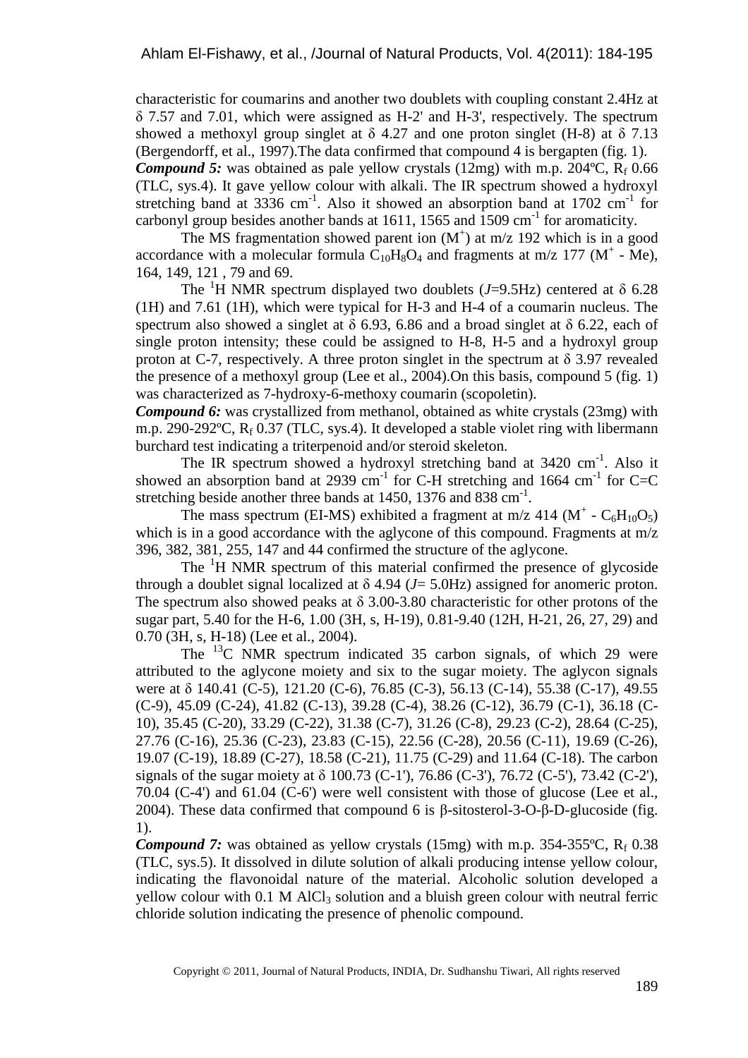characteristic for coumarins and another two doublets with coupling constant 2.4Hz at δ 7.57 and 7.01, which were assigned as H-2' and H-3', respectively. The spectrum showed a methoxyl group singlet at δ 4.27 and one proton singlet (H-8) at δ 7.13 (Bergendorff, et al., 1997).The data confirmed that compound 4 is bergapten (fig. 1).

***Compound 5:*** was obtained as pale yellow crystals (12mg) with m.p. 204ºC, $R_f$ 0.66 (TLC, sys.4). It gave yellow colour with alkali. The IR spectrum showed a hydroxyl stretching band at 3336 $cm^{-1}$. Also it showed an absorption band at 1702 $cm^{-1}$ for carbonyl group besides another bands at 1611, 1565 and 1509 $cm^{-1}$ for aromaticity.

The MS fragmentation showed parent ion ($M^+$) at m/z 192 which is in a good accordance with a molecular formula $C_{10}H_8O_4$ and fragments at m/z 177 ($M^+$ - Me), 164, 149, 121 , 79 and 69.

The $^1$H NMR spectrum displayed two doublets (*J*=9.5Hz) centered at δ 6.28 (1H) and 7.61 (1H), which were typical for H-3 and H-4 of a coumarin nucleus. The spectrum also showed a singlet at δ 6.93, 6.86 and a broad singlet at δ 6.22, each of single proton intensity; these could be assigned to H-8, H-5 and a hydroxyl group proton at C-7, respectively. A three proton singlet in the spectrum at δ 3.97 revealed the presence of a methoxyl group (Lee et al., 2004).On this basis, compound 5 (fig. 1) was characterized as 7-hydroxy-6-methoxy coumarin (scopoletin).

***Compound 6:*** was crystallized from methanol, obtained as white crystals (23mg) with m.p. 290-292ºC, $R_f$ 0.37 (TLC, sys.4). It developed a stable violet ring with libermann burchard test indicating a triterpenoid and/or steroid skeleton.

The IR spectrum showed a hydroxyl stretching band at 3420 $cm^{-1}$. Also it showed an absorption band at 2939 $cm^{-1}$ for C-H stretching and 1664 $cm^{-1}$ for C=C stretching beside another three bands at 1450, 1376 and 838 $cm^{-1}$.

The mass spectrum (EI-MS) exhibited a fragment at m/z 414 ($M^+$ - $C_6H_{10}O_5$) which is in a good accordance with the aglycone of this compound. Fragments at m/z 396, 382, 381, 255, 147 and 44 confirmed the structure of the aglycone.

The $^1$H NMR spectrum of this material confirmed the presence of glycoside through a doublet signal localized at δ 4.94 (*J*= 5.0Hz) assigned for anomeric proton. The spectrum also showed peaks at δ 3.00-3.80 characteristic for other protons of the sugar part, 5.40 for the H-6, 1.00 (3H, s, H-19), 0.81-9.40 (12H, H-21, 26, 27, 29) and 0.70 (3H, s, H-18) (Lee et al., 2004).

The $^{13}$C NMR spectrum indicated 35 carbon signals, of which 29 were attributed to the aglycone moiety and six to the sugar moiety. The aglycon signals were at δ 140.41 (C-5), 121.20 (C-6), 76.85 (C-3), 56.13 (C-14), 55.38 (C-17), 49.55 (C-9), 45.09 (C-24), 41.82 (C-13), 39.28 (C-4), 38.26 (C-12), 36.79 (C-1), 36.18 (C-10), 35.45 (C-20), 33.29 (C-22), 31.38 (C-7), 31.26 (C-8), 29.23 (C-2), 28.64 (C-25), 27.76 (C-16), 25.36 (C-23), 23.83 (C-15), 22.56 (C-28), 20.56 (C-11), 19.69 (C-26), 19.07 (C-19), 18.89 (C-27), 18.58 (C-21), 11.75 (C-29) and 11.64 (C-18). The carbon signals of the sugar moiety at δ 100.73 (C-1'), 76.86 (C-3'), 76.72 (C-5'), 73.42 (C-2'), 70.04 (C-4') and 61.04 (C-6') were well consistent with those of glucose (Lee et al., 2004). These data confirmed that compound 6 is β-sitosterol-3-O-β-D-glucoside (fig. 1).

***Compound 7:*** was obtained as yellow crystals (15mg) with m.p. 354-355ºC, $R_f$ 0.38 (TLC, sys.5). It dissolved in dilute solution of alkali producing intense yellow colour, indicating the flavonoidal nature of the material. Alcoholic solution developed a yellow colour with 0.1 M $AlCl_3$ solution and a bluish green colour with neutral ferric chloride solution indicating the presence of phenolic compound.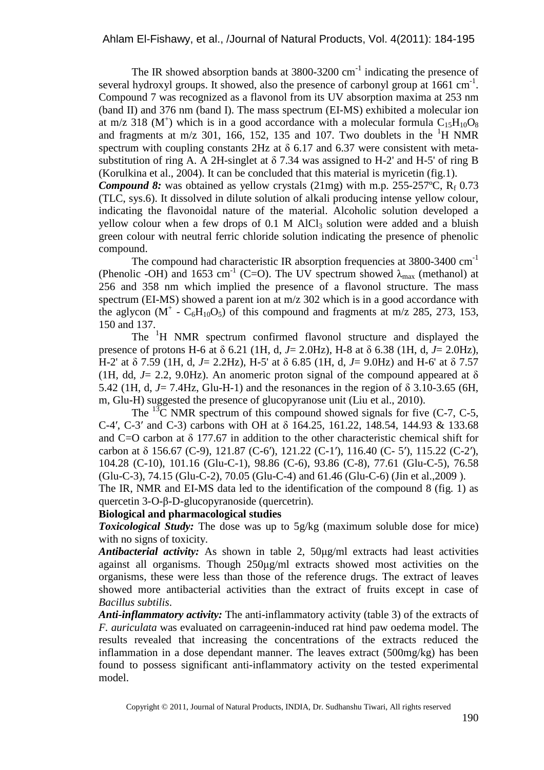The IR showed absorption bands at 3800-3200 $cm^{-1}$ indicating the presence of several hydroxyl groups. It showed, also the presence of carbonyl group at 1661 $cm^{-1}$. Compound 7 was recognized as a flavonol from its UV absorption maxima at 253 nm (band II) and 376 nm (band I). The mass spectrum (EI-MS) exhibited a molecular ion at m/z 318 ($M^+$) which is in a good accordance with a molecular formula $C_{15}H_{10}O_8$ and fragments at m/z 301, 166, 152, 135 and 107. Two doublets in the $^1H$ NMR spectrum with coupling constants 2Hz at δ 6.17 and 6.37 were consistent with meta-substitution of ring A. A 2H-singlet at δ 7.34 was assigned to H-2' and H-5' of ring B (Korulkina et al., 2004). It can be concluded that this material is myricetin (fig.1).

***Compound 8:*** was obtained as yellow crystals (21mg) with m.p. 255-257ºC, $R_f$ 0.73 (TLC, sys.6). It dissolved in dilute solution of alkali producing intense yellow colour, indicating the flavonoidal nature of the material. Alcoholic solution developed a yellow colour when a few drops of 0.1 M $AlCl_3$ solution were added and a bluish green colour with neutral ferric chloride solution indicating the presence of phenolic compound.

The compound had characteristic IR absorption frequencies at 3800-3400 $cm^{-1}$ (Phenolic -OH) and 1653 $cm^{-1}$ (C=O). The UV spectrum showed $\lambda_{max}$ (methanol) at 256 and 358 nm which implied the presence of a flavonol structure. The mass spectrum (EI-MS) showed a parent ion at m/z 302 which is in a good accordance with the aglycon ($M^+$ - $C_6H_{10}O_5$) of this compound and fragments at m/z 285, 273, 153, 150 and 137.

The $^1H$ NMR spectrum confirmed flavonol structure and displayed the presence of protons H-6 at δ 6.21 (1H, d, *J*= 2.0Hz), H-8 at δ 6.38 (1H, d, *J*= 2.0Hz), H-2' at δ 7.59 (1H, d, *J*= 2.2Hz), H-5' at δ 6.85 (1H, d, *J*= 9.0Hz) and H-6' at δ 7.57 (1H, dd, *J*= 2.2, 9.0Hz). An anomeric proton signal of the compound appeared at δ 5.42 (1H, d, *J*= 7.4Hz, Glu-H-1) and the resonances in the region of δ 3.10-3.65 (6H, m, Glu-H) suggested the presence of glucopyranose unit (Liu et al., 2010).

The $^{13}C$ NMR spectrum of this compound showed signals for five (C-7, C-5, C-4′, C-3′ and C-3) carbons with OH at δ 164.25, 161.22, 148.54, 144.93 & 133.68 and C=O carbon at δ 177.67 in addition to the other characteristic chemical shift for carbon at δ 156.67 (C-9), 121.87 (C-6′), 121.22 (C-1′), 116.40 (C- 5′), 115.22 (C-2′), 104.28 (C-10), 101.16 (Glu-C-1), 98.86 (C-6), 93.86 (C-8), 77.61 (Glu-C-5), 76.58 (Glu-C-3), 74.15 (Glu-C-2), 70.05 (Glu-C-4) and 61.46 (Glu-C-6) (Jin et al.,2009 ).

The IR, NMR and EI-MS data led to the identification of the compound 8 (fig. 1) as quercetin 3-O-β-D-glucopyranoside (quercetrin).

**Biological and pharmacological studies**

***Toxicological Study:*** The dose was up to 5g/kg (maximum soluble dose for mice) with no signs of toxicity.

***Antibacterial activity:*** As shown in table 2, 50μg/ml extracts had least activities against all organisms. Though 250μg/ml extracts showed most activities on the organisms, these were less than those of the reference drugs. The extract of leaves showed more antibacterial activities than the extract of fruits except in case of *Bacillus subtilis*.

***Anti-inflammatory activity:*** The anti-inflammatory activity (table 3) of the extracts of *F. auriculata* was evaluated on carrageenin-induced rat hind paw oedema model. The results revealed that increasing the concentrations of the extracts reduced the inflammation in a dose dependant manner. The leaves extract (500mg/kg) has been found to possess significant anti-inflammatory activity on the tested experimental model.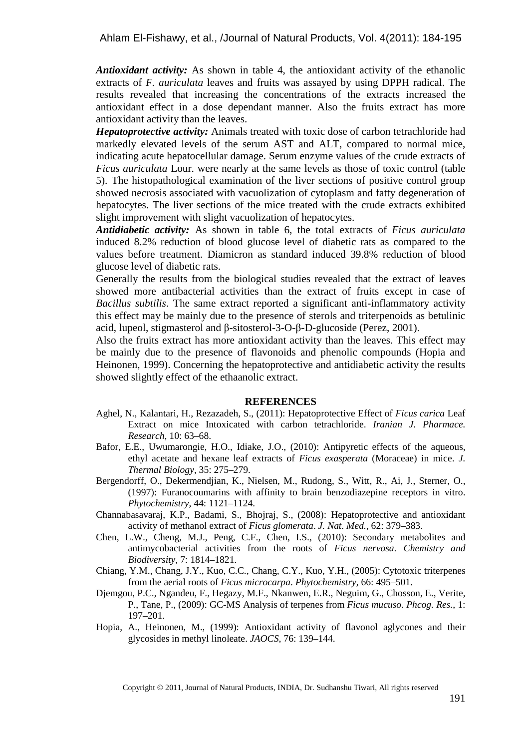***Antioxidant activity:*** As shown in table 4, the antioxidant activity of the ethanolic extracts of *F. auriculata* leaves and fruits was assayed by using DPPH radical. The results revealed that increasing the concentrations of the extracts increased the antioxidant effect in a dose dependant manner. Also the fruits extract has more antioxidant activity than the leaves.

***Hepatoprotective activity:*** Animals treated with toxic dose of carbon tetrachloride had markedly elevated levels of the serum AST and ALT, compared to normal mice, indicating acute hepatocellular damage. Serum enzyme values of the crude extracts of *Ficus auriculata* Lour. were nearly at the same levels as those of toxic control (table 5). The histopathological examination of the liver sections of positive control group showed necrosis associated with vacuolization of cytoplasm and fatty degeneration of hepatocytes. The liver sections of the mice treated with the crude extracts exhibited slight improvement with slight vacuolization of hepatocytes.

***Antidiabetic activity:*** As shown in table 6, the total extracts of *Ficus auriculata* induced 8.2% reduction of blood glucose level of diabetic rats as compared to the values before treatment. Diamicron as standard induced 39.8% reduction of blood glucose level of diabetic rats.

Generally the results from the biological studies revealed that the extract of leaves showed more antibacterial activities than the extract of fruits except in case of *Bacillus subtilis*. The same extract reported a significant anti-inflammatory activity this effect may be mainly due to the presence of sterols and triterpenoids as betulinic acid, lupeol, stigmasterol and β-sitosterol-3-O-β-D-glucoside (Perez, 2001).

Also the fruits extract has more antioxidant activity than the leaves. This effect may be mainly due to the presence of flavonoids and phenolic compounds (Hopia and Heinonen, 1999). Concerning the hepatoprotective and antidiabetic activity the results showed slightly effect of the ethaanolic extract.

## REFERENCES

Aghel, N., Kalantari, H., Rezazadeh, S., (2011): Hepatoprotective Effect of *Ficus carica* Leaf Extract on mice Intoxicated with carbon tetrachloride. *Iranian J. Pharmace. Research*, 10: 63–68.

Bafor, E.E., Uwumarongie, H.O., Idiake, J.O., (2010): Antipyretic effects of the aqueous, ethyl acetate and hexane leaf extracts of *Ficus exasperata* (Moraceae) in mice. *J. Thermal Biology*, 35: 275–279.

Bergendorff, O., Dekermendjian, K., Nielsen, M., Rudong, S., Witt, R., Ai, J., Sterner, O., (1997): Furanocoumarins with affinity to brain benzodiazepine receptors in vitro. *Phytochemistry*, 44: 1121–1124.

Channabasavaraj, K.P., Badami, S., Bhojraj, S., (2008): Hepatoprotective and antioxidant activity of methanol extract of *Ficus glomerata*. *J. Nat. Med.*, 62: 379–383.

Chen, L.W., Cheng, M.J., Peng, C.F., Chen, I.S., (2010): Secondary metabolites and antimycobacterial activities from the roots of *Ficus nervosa*. *Chemistry and Biodiversity*, 7: 1814–1821.

Chiang, Y.M., Chang, J.Y., Kuo, C.C., Chang, C.Y., Kuo, Y.H., (2005): Cytotoxic triterpenes from the aerial roots of *Ficus microcarpa*. *Phytochemistry*, 66: 495–501.

Djemgou, P.C., Ngandeu, F., Hegazy, M.F., Nkanwen, E.R., Neguim, G., Chosson, E., Verite, P., Tane, P., (2009): GC-MS Analysis of terpenes from *Ficus mucuso*. *Phcog. Res.*, 1: 197–201.

Hopia, A., Heinonen, M., (1999): Antioxidant activity of flavonol aglycones and their glycosides in methyl linoleate. *JAOCS*, 76: 139–144.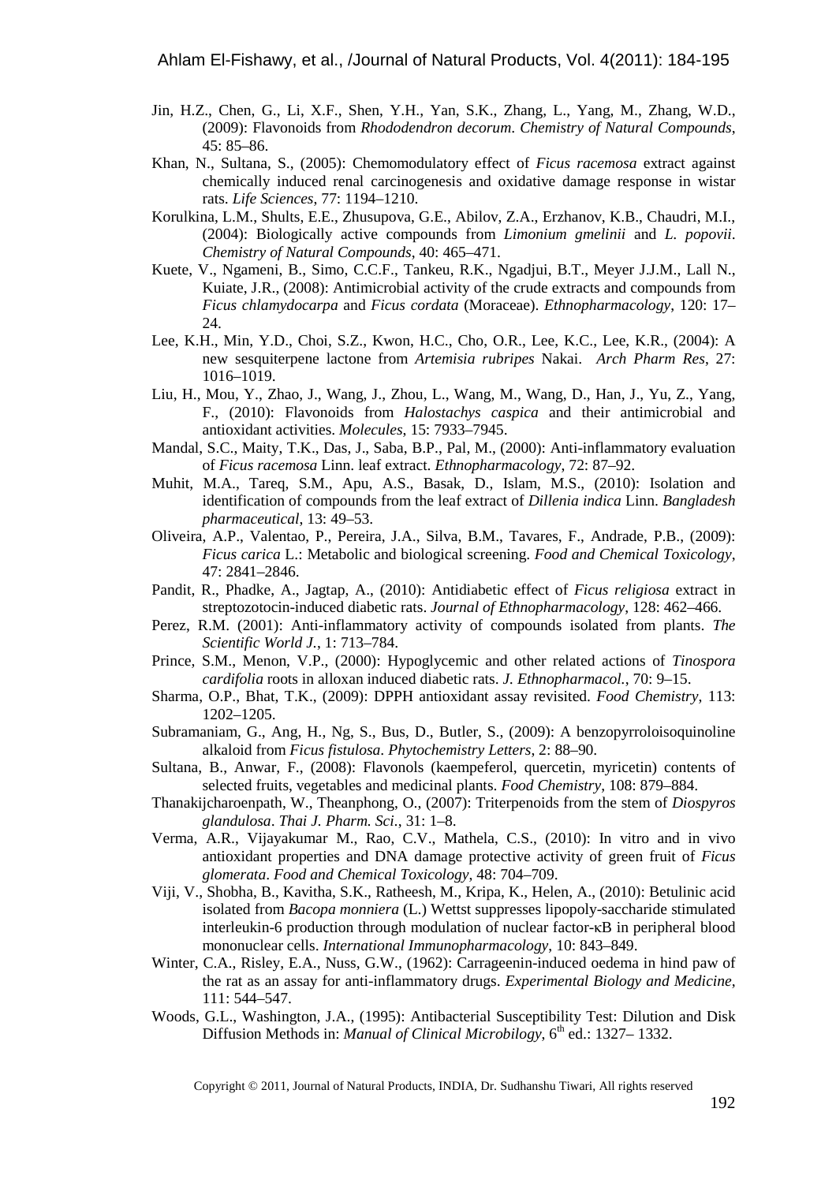Jin, H.Z., Chen, G., Li, X.F., Shen, Y.H., Yan, S.K., Zhang, L., Yang, M., Zhang, W.D., (2009): Flavonoids from *Rhododendron decorum*. *Chemistry of Natural Compounds*, 45: 85–86.

Khan, N., Sultana, S., (2005): Chemomodulatory effect of *Ficus racemosa* extract against chemically induced renal carcinogenesis and oxidative damage response in wistar rats. *Life Sciences*, 77: 1194–1210.

Korulkina, L.M., Shults, E.E., Zhusupova, G.E., Abilov, Z.A., Erzhanov, K.B., Chaudri, M.I., (2004): Biologically active compounds from *Limonium gmelinii* and *L. popovii*. *Chemistry of Natural Compounds*, 40: 465–471.

Kuete, V., Ngameni, B., Simo, C.C.F., Tankeu, R.K., Ngadjui, B.T., Meyer J.J.M., Lall N., Kuiate, J.R., (2008): Antimicrobial activity of the crude extracts and compounds from *Ficus chlamydocarpa* and *Ficus cordata* (Moraceae). *Ethnopharmacology*, 120: 17–24.

Lee, K.H., Min, Y.D., Choi, S.Z., Kwon, H.C., Cho, O.R., Lee, K.C., Lee, K.R., (2004): A new sesquiterpene lactone from *Artemisia rubripes* Nakai. *Arch Pharm Res*, 27: 1016–1019.

Liu, H., Mou, Y., Zhao, J., Wang, J., Zhou, L., Wang, M., Wang, D., Han, J., Yu, Z., Yang, F., (2010): Flavonoids from *Halostachys caspica* and their antimicrobial and antioxidant activities. *Molecules*, 15: 7933–7945.

Mandal, S.C., Maity, T.K., Das, J., Saba, B.P., Pal, M., (2000): Anti-inflammatory evaluation of *Ficus racemosa* Linn. leaf extract. *Ethnopharmacology*, 72: 87–92.

Muhit, M.A., Tareq, S.M., Apu, A.S., Basak, D., Islam, M.S., (2010): Isolation and identification of compounds from the leaf extract of *Dillenia indica* Linn. *Bangladesh pharmaceutical*, 13: 49–53.

Oliveira, A.P., Valentao, P., Pereira, J.A., Silva, B.M., Tavares, F., Andrade, P.B., (2009): *Ficus carica* L.: Metabolic and biological screening. *Food and Chemical Toxicology*, 47: 2841–2846.

Pandit, R., Phadke, A., Jagtap, A., (2010): Antidiabetic effect of *Ficus religiosa* extract in streptozotocin-induced diabetic rats. *Journal of Ethnopharmacology*, 128: 462–466.

Perez, R.M. (2001): Anti-inflammatory activity of compounds isolated from plants. *The Scientific World J.*, 1: 713–784.

Prince, S.M., Menon, V.P., (2000): Hypoglycemic and other related actions of *Tinospora cardifolia* roots in alloxan induced diabetic rats. *J. Ethnopharmacol.*, 70: 9–15.

Sharma, O.P., Bhat, T.K., (2009): DPPH antioxidant assay revisited. *Food Chemistry*, 113: 1202–1205.

Subramaniam, G., Ang, H., Ng, S., Bus, D., Butler, S., (2009): A benzopyrroloisoquinoline alkaloid from *Ficus fistulosa*. *Phytochemistry Letters*, 2: 88–90.

Sultana, B., Anwar, F., (2008): Flavonols (kaempeferol, quercetin, myricetin) contents of selected fruits, vegetables and medicinal plants. *Food Chemistry*, 108: 879–884.

Thanakijcharoenpath, W., Theanphong, O., (2007): Triterpenoids from the stem of *Diospyros glandulosa*. *Thai J. Pharm. Sci.*, 31: 1–8.

Verma, A.R., Vijayakumar M., Rao, C.V., Mathela, C.S., (2010): In vitro and in vivo antioxidant properties and DNA damage protective activity of green fruit of *Ficus glomerata*. *Food and Chemical Toxicology*, 48: 704–709.

Viji, V., Shobha, B., Kavitha, S.K., Ratheesh, M., Kripa, K., Helen, A., (2010): Betulinic acid isolated from *Bacopa monniera* (L.) Wettst suppresses lipopoly-saccharide stimulated interleukin-6 production through modulation of nuclear factor-κB in peripheral blood mononuclear cells. *International Immunopharmacology*, 10: 843–849.

Winter, C.A., Risley, E.A., Nuss, G.W., (1962): Carrageenin-induced oedema in hind paw of the rat as an assay for anti-inflammatory drugs. *Experimental Biology and Medicine*, 111: 544–547.

Woods, G.L., Washington, J.A., (1995): Antibacterial Susceptibility Test: Dilution and Disk Diffusion Methods in: *Manual of Clinical Microbilogy*, 6$^{th}$ ed.: 1327– 1332.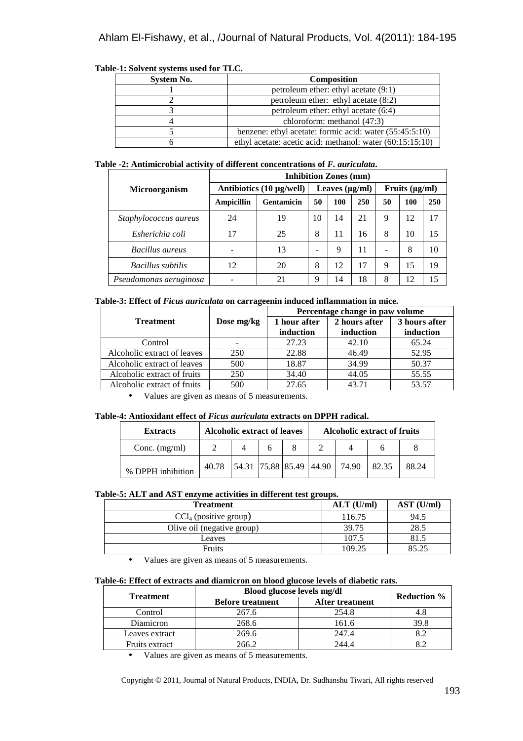**Table-1: Solvent systems used for TLC.**

| System No. | Composition |
|---|---|
| 1 | petroleum ether: ethyl acetate (9:1) |
| 2 | petroleum ether: ethyl acetate (8:2) |
| 3 | petroleum ether: ethyl acetate (6:4) |
| 4 | chloroform: methanol (47:3) |
| 5 | benzene: ethyl acetate: formic acid: water (55:45:5:10) |
| 6 | ethyl acetate: acetic acid: methanol: water (60:15:15:10) |

**Table -2: Antimicrobial activity of different concentrations of *F. auriculata*.**

| Microorganism | Inhibition Zones (mm) | | | | | | | |
|---|---|---|---|---|---|---|---|---|
| | Antibiotics (10 µg/well) | | Leaves (µg/ml) | | | Fruits (µg/ml) | | |
| | Ampicillin | Gentamicin | 50 | 100 | 250 | 50 | 100 | 250 |
| *Staphylococcus aureus* | 24 | 19 | 10 | 14 | 21 | 9 | 12 | 17 |
| *Esherichia coli* | 17 | 25 | 8 | 11 | 16 | 8 | 10 | 15 |
| *Bacillus aureus* | - | 13 | - | 9 | 11 | - | 8 | 10 |
| *Bacillus subtilis* | 12 | 20 | 8 | 12 | 17 | 9 | 15 | 19 |
| *Pseudomonas aeruginosa* | - | 21 | 9 | 14 | 18 | 8 | 12 | 15 |

**Table-3: Effect of *Ficus auriculata* on carrageenin induced inflammation in mice.**

| Treatment | Dose mg/kg | Percentage change in paw volume | | |
|---|---|---|---|---|
| | | 1 hour after induction | 2 hours after induction | 3 hours after induction |
| Control | - | 27.23 | 42.10 | 65.24 |
| Alcoholic extract of leaves | 250 | 22.88 | 46.49 | 52.95 |
| Alcoholic extract of leaves | 500 | 18.87 | 34.99 | 50.37 |
| Alcoholic extract of fruits | 250 | 34.40 | 44.05 | 55.55 |
| Alcoholic extract of fruits | 500 | 27.65 | 43.71 | 53.57 |

- Values are given as means of 5 measurements.

**Table-4: Antioxidant effect of *Ficus auriculata* extracts on DPPH radical.**

| Extracts | Alcoholic extract of leaves | | | | Alcoholic extract of fruits | | | |
|---|---|---|---|---|---|---|---|---|
| Conc. (mg/ml) | 2 | 4 | 6 | 8 | 2 | 4 | 6 | 8 |
| % DPPH inhibition | 40.78 | 54.31 | 75.88 | 85.49 | 44.90 | 74.90 | 82.35 | 88.24 |

**Table-5: ALT and AST enzyme activities in different test groups.**

| Treatment | ALT (U/ml) | AST (U/ml) |
|---|---|---|
| $CCl_4$ (positive group) | 116.75 | 94.5 |
| Olive oil (negative group) | 39.75 | 28.5 |
| Leaves | 107.5 | 81.5 |
| Fruits | 109.25 | 85.25 |

- Values are given as means of 5 measurements.

**Table-6: Effect of extracts and diamicron on blood glucose levels of diabetic rats.**

| Treatment | Blood glucose levels mg/dl | | Reduction % |
|---|---|---|---|
| | Before treatment | After treatment | |
| Control | 267.6 | 254.8 | 4.8 |
| Diamicron | 268.6 | 161.6 | 39.8 |
| Leaves extract | 269.6 | 247.4 | 8.2 |
| Fruits extract | 266.2 | 244.4 | 8.2 |

- Values are given as means of 5 measurements.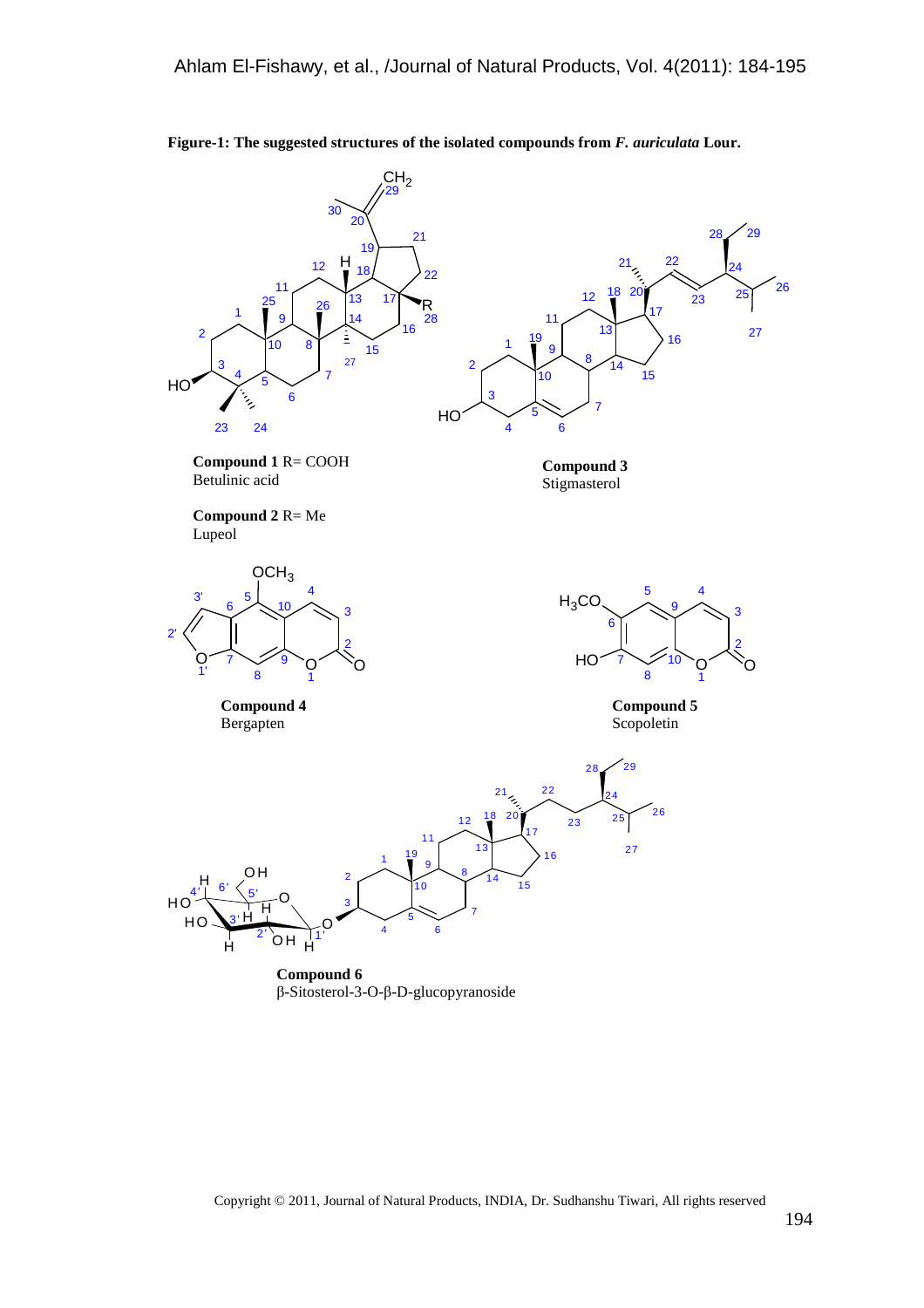**Figure-1: The suggested structures of the isolated compounds from *F. auriculata* Lour.**

**Compound 1** R= COOH
Betulinic acid

**Compound 2** R= Me
Lupeol

**Compound 3**
Stigmasterol

**Compound 4**
Bergapten

**Compound 5**
Scopoletin

**Compound 6**
β-Sitosterol-3-O-β-D-glucopyranoside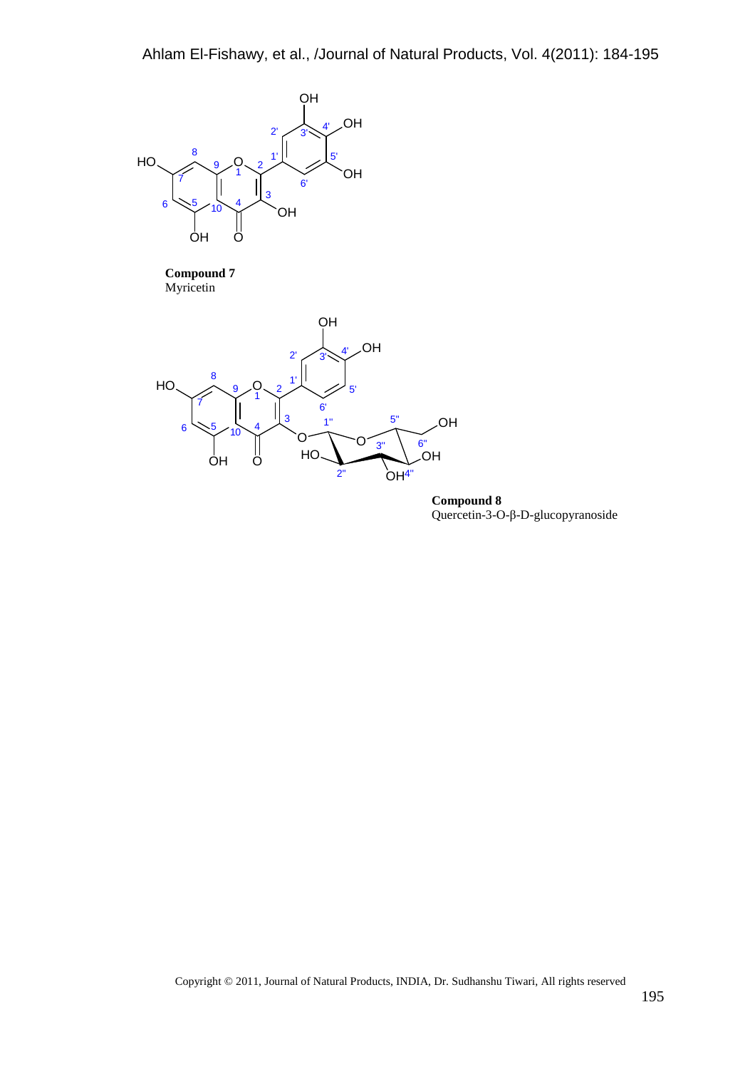**Compound 7**
Myricetin

**Compound 8**
Quercetin-3-O-β-D-glucopyranoside